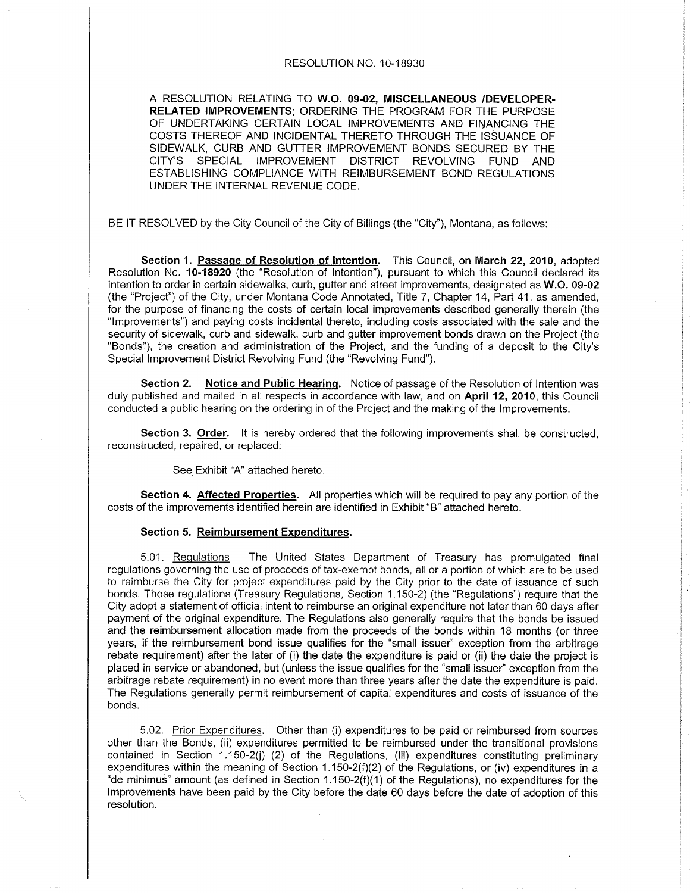# RESOLUTION NO. 10-18930

A RESOLUTION RELATING TO **W.O. 09-02, MISCELLANEOUS /DEVELOPER-RELATED IMPROVEMENTS**; ORDERING THE PROGRAM FOR THE PURPOSE OF UNDERTAKING CERTAIN LOCAL IMPROVEMENTS AND FINANCING THE COSTS THEREOF AND INCIDENTAL THERETO THROUGH THE ISSUANCE OF SIDEWALK, CURB AND GUTTER IMPROVEMENT BONDS SECURED BY THE CITY'S SPECIAL IMPROVEMENT DISTRICT REVOLVING FUND AND ESTABLISHING COMPLIANCE WITH REIMBURSEMENT BOND REGULATIONS UNDER THE INTERNAL REVENUE CODE.

BE IT RESOLVED by the City Council of the City of Billings (the "City"), Montana, as follows:

**Section 1. Passage of Resolution of Intention.** This Council, on **March 22, 2010**, adopted Resolution No. **10-18920** (the "Resolution of Intention"), pursuant to which this Council declared its intention to order in certain sidewalks, curb, gutter and street improvements, designated as **W.O. 09-02** (the "Project") of the City, under Montana Code Annotated, Title 7, Chapter 14, Part 41, as amended, for the purpose of financing the costs of certain local improvements described generally therein (the "Improvements") and paying costs incidental thereto, including costs associated with the sale and the security of sidewalk, curb and sidewalk, curb and gutter improvement bonds drawn on the Project (the "Bonds"), the creation and administration of the Project, and the funding of a deposit to the City's Special Improvement District Revolving Fund (the "Revolving Fund").

**Section 2. Notice and Public Hearing.** Notice of passage of the Resolution of Intention was duly published and mailed in all respects in accordance with law, and on **April 12, 2010**, this Council conducted a public hearing on the ordering in of the Project and the making of the Improvements.

**Section 3. Order.** It is hereby ordered that the following improvements shall be constructed, reconstructed, repaired, or replaced:

See Exhibit "A" attached hereto.

**Section 4. Affected Properties.** All properties which will be required to pay any portion of the costs of the improvements identified herein are identified in Exhibit "B" attached hereto.

**Section 5. Reimbursement Expenditures.**

5.01. Regulations. The United States Department of Treasury has promulgated final regulations governing the use of proceeds of tax-exempt bonds, all or a portion of which are to be used to reimburse the City for project expenditures paid by the City prior to the date of issuance of such bonds. Those regulations (Treasury Regulations, Section 1.150-2) (the "Regulations") require that the City adopt a statement of official intent to reimburse an original expenditure not later than 60 days after payment of the original expenditure. The Regulations also generally require that the bonds be issued and the reimbursement allocation made from the proceeds of the bonds within 18 months (or three years, if the reimbursement bond issue qualifies for the "small issuer" exception from the arbitrage rebate requirement) after the later of (i) the date the expenditure is paid or (ii) the date the project is placed in service or abandoned, but (unless the issue qualifies for the "small issuer" exception from the arbitrage rebate requirement) in no event more than three years after the date the expenditure is paid. The Regulations generally permit reimbursement of capital expenditures and costs of issuance of the bonds.

5.02. Prior Expenditures. Other than (i) expenditures to be paid or reimbursed from sources other than the Bonds, (ii) expenditures permitted to be reimbursed under the transitional provisions contained in Section 1.150-2(j) (2) of the Regulations, (iii) expenditures constituting preliminary expenditures within the meaning of Section 1.150-2(f)(2) of the Regulations, or (iv) expenditures in a "de minimus" amount (as defined in Section 1.150-2(f)(1) of the Regulations), no expenditures for the Improvements have been paid by the City before the date 60 days before the date of adoption of this resolution.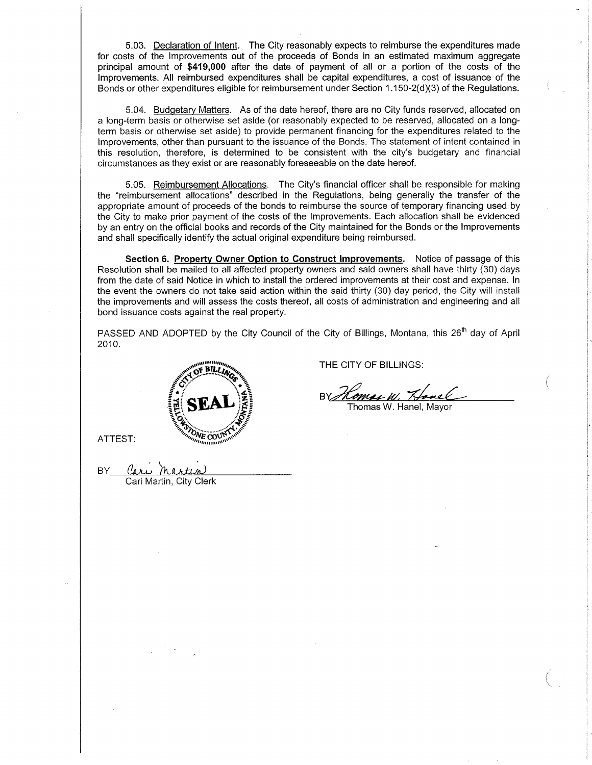5.03. Declaration of Intent. The City reasonably expects to reimburse the expenditures made for costs of the Improvements out of the proceeds of Bonds in an estimated maximum aggregate principal amount of **$419,000** after the date of payment of all or a portion of the costs of the Improvements. All reimbursed expenditures shall be capital expenditures, a cost of issuance of the Bonds or other expenditures eligible for reimbursement under Section 1.150-2(d)(3) of the Regulations.

5.04. Budgetary Matters. As of the date hereof, there are no City funds reserved, allocated on a long-term basis or otherwise set aside (or reasonably expected to be reserved, allocated on a long-term basis or otherwise set aside) to provide permanent financing for the expenditures related to the Improvements, other than pursuant to the issuance of the Bonds. The statement of intent contained in this resolution, therefore, is determined to be consistent with the city's budgetary and financial circumstances as they exist or are reasonably foreseeable on the date hereof.

5.05. Reimbursement Allocations. The City's financial officer shall be responsible for making the "reimbursement allocations" described in the Regulations, being generally the transfer of the appropriate amount of proceeds of the bonds to reimburse the source of temporary financing used by the City to make prior payment of the costs of the Improvements. Each allocation shall be evidenced by an entry on the official books and records of the City maintained for the Bonds or the Improvements and shall specifically identify the actual original expenditure being reimbursed.

**Section 6. Property Owner Option to Construct Improvements.** Notice of passage of this Resolution shall be mailed to all affected property owners and said owners shall have thirty (30) days from the date of said Notice in which to install the ordered improvements at their cost and expense. In the event the owners do not take said action within the said thirty (30) day period, the City will install the improvements and will assess the costs thereof, all costs of administration and engineering and all bond issuance costs against the real property.

PASSED AND ADOPTED by the City Council of the City of Billings, Montana, this 26th day of April 2010.

THE CITY OF BILLINGS:

BY *Thomas W. Hanel*
Thomas W. Hanel, Mayor

CITY OF BILLINGS SEAL YELLOWSTONE COUNTY MONTANA

ATTEST:

BY *Cari Martin*
Cari Martin, City Clerk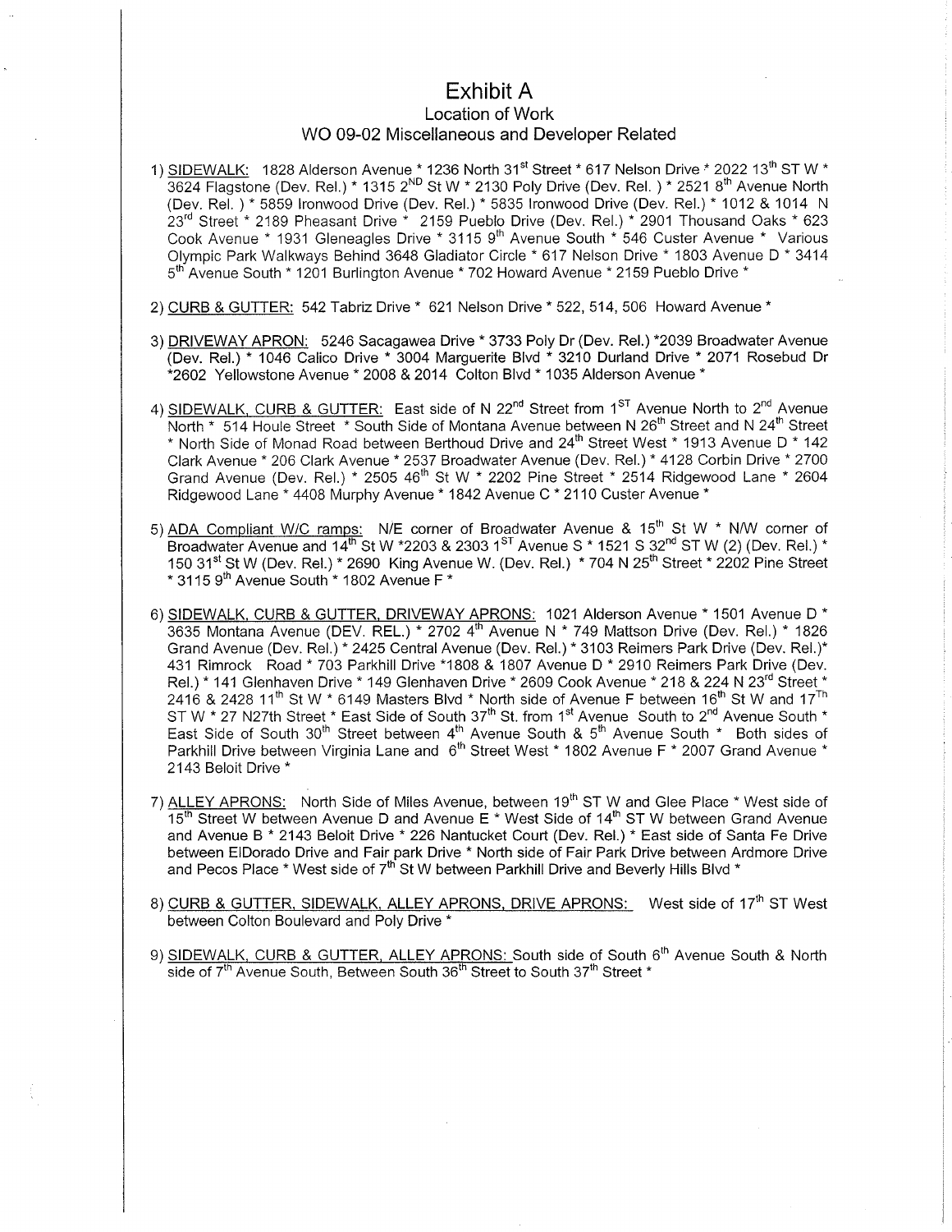# Exhibit A

## Location of Work

### WO 09-02 Miscellaneous and Developer Related

1) SIDEWALK: 1828 Alderson Avenue * 1236 North 31st Street * 617 Nelson Drive * 2022 13th ST W * 3624 Flagstone (Dev. Rel.) * 1315 2ND St W * 2130 Poly Drive (Dev. Rel. ) * 2521 8th Avenue North (Dev. Rel. ) * 5859 Ironwood Drive (Dev. Rel.) * 5835 Ironwood Drive (Dev. Rel.) * 1012 & 1014 N 23rd Street * 2189 Pheasant Drive * 2159 Pueblo Drive (Dev. Rel.) * 2901 Thousand Oaks * 623 Cook Avenue * 1931 Gleneagles Drive * 3115 9th Avenue South * 546 Custer Avenue * Various Olympic Park Walkways Behind 3648 Gladiator Circle * 617 Nelson Drive * 1803 Avenue D * 3414 5th Avenue South * 1201 Burlington Avenue * 702 Howard Avenue * 2159 Pueblo Drive *

2) CURB & GUTTER: 542 Tabriz Drive * 621 Nelson Drive * 522, 514, 506 Howard Avenue *

3) DRIVEWAY APRON: 5246 Sacagawea Drive * 3733 Poly Dr (Dev. Rel.) *2039 Broadwater Avenue (Dev. Rel.) * 1046 Calico Drive * 3004 Marguerite Blvd * 3210 Durland Drive * 2071 Rosebud Dr *2602 Yellowstone Avenue * 2008 & 2014 Colton Blvd * 1035 Alderson Avenue *

4) SIDEWALK, CURB & GUTTER: East side of N 22nd Street from 1ST Avenue North to 2nd Avenue North * 514 Houle Street * South Side of Montana Avenue between N 26th Street and N 24th Street * North Side of Monad Road between Berthoud Drive and 24th Street West * 1913 Avenue D * 142 Clark Avenue * 206 Clark Avenue * 2537 Broadwater Avenue (Dev. Rel.) * 4128 Corbin Drive * 2700 Grand Avenue (Dev. Rel.) * 2505 46th St W * 2202 Pine Street * 2514 Ridgewood Lane * 2604 Ridgewood Lane * 4408 Murphy Avenue * 1842 Avenue C * 2110 Custer Avenue *

5) ADA Compliant W/C ramps: N/E corner of Broadwater Avenue & 15th St W * N/W corner of Broadwater Avenue and 14th St W *2203 & 2303 1ST Avenue S * 1521 S 32nd ST W (2) (Dev. Rel.) * 150 31st St W (Dev. Rel.) * 2690 King Avenue W. (Dev. Rel.) * 704 N 25th Street * 2202 Pine Street * 3115 9th Avenue South * 1802 Avenue F *

6) SIDEWALK, CURB & GUTTER, DRIVEWAY APRONS: 1021 Alderson Avenue * 1501 Avenue D * 3635 Montana Avenue (DEV. REL.) * 2702 4th Avenue N * 749 Mattson Drive (Dev. Rel.) * 1826 Grand Avenue (Dev. Rel.) * 2425 Central Avenue (Dev. Rel.) * 3103 Reimers Park Drive (Dev. Rel.)* 431 Rimrock Road * 703 Parkhill Drive *1808 & 1807 Avenue D * 2910 Reimers Park Drive (Dev. Rel.) * 141 Glenhaven Drive * 149 Glenhaven Drive * 2609 Cook Avenue * 218 & 224 N 23rd Street * 2416 & 2428 11th St W * 6149 Masters Blvd * North side of Avenue F between 16th St W and 17Th ST W * 27 N27th Street * East Side of South 37th St. from 1st Avenue South to 2nd Avenue South * East Side of South 30th Street between 4th Avenue South & 5th Avenue South * Both sides of Parkhill Drive between Virginia Lane and 6th Street West * 1802 Avenue F * 2007 Grand Avenue * 2143 Beloit Drive *

7) ALLEY APRONS: North Side of Miles Avenue, between 19th ST W and Glee Place * West side of 15th Street W between Avenue D and Avenue E * West Side of 14th ST W between Grand Avenue and Avenue B * 2143 Beloit Drive * 226 Nantucket Court (Dev. Rel.) * East side of Santa Fe Drive between ElDorado Drive and Fair park Drive * North side of Fair Park Drive between Ardmore Drive and Pecos Place * West side of 7th St W between Parkhill Drive and Beverly Hills Blvd *

8) CURB & GUTTER, SIDEWALK, ALLEY APRONS, DRIVE APRONS: West side of 17th ST West between Colton Boulevard and Poly Drive *

9) SIDEWALK, CURB & GUTTER, ALLEY APRONS: South side of South 6th Avenue South & North side of 7th Avenue South, Between South 36th Street to South 37th Street *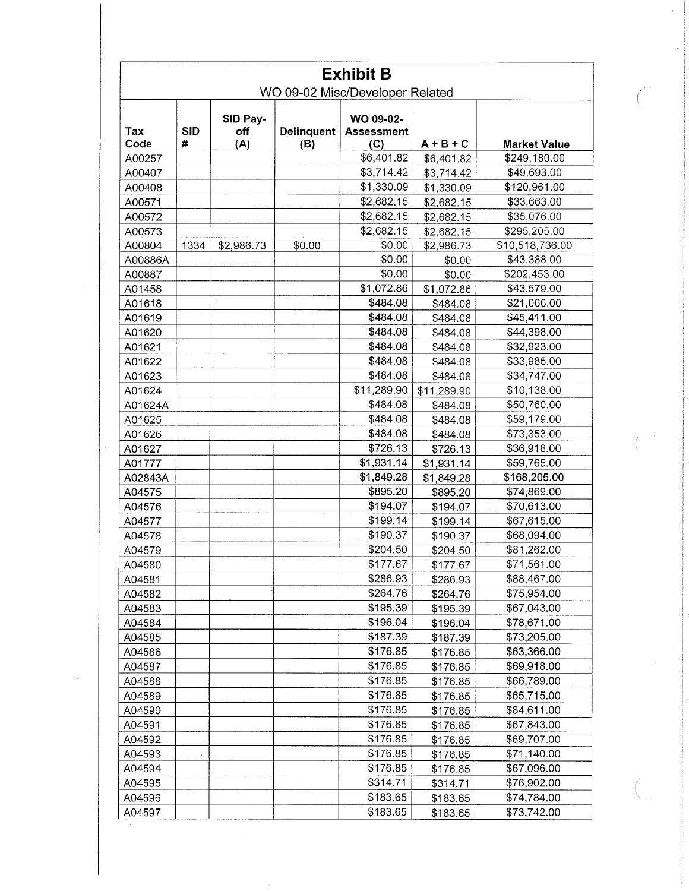| Exhibit B | | | | | | |
|---|---|---|---|---|---|---|
| WO 09-02 Misc/Developer Related | | | | | | |
| Tax Code | SID # | SID Pay-off (A) | Delinquent (B) | WO 09-02-Assessment (C) | A + B + C | Market Value |
| A00257 | | | | $6,401.82 | $6,401.82 | $249,180.00 |
| A00407 | | | | $3,714.42 | $3,714.42 | $49,693.00 |
| A00408 | | | | $1,330.09 | $1,330.09 | $120,961.00 |
| A00571 | | | | $2,682.15 | $2,682.15 | $33,663.00 |
| A00572 | | | | $2,682.15 | $2,682.15 | $35,076.00 |
| A00573 | | | | $2,682.15 | $2,682.15 | $295,205.00 |
| A00804 | 1334 | $2,986.73 | $0.00 | $0.00 | $2,986.73 | $10,518,736.00 |
| A00886A | | | | $0.00 | $0.00 | $43,388.00 |
| A00887 | | | | $0.00 | $0.00 | $202,453.00 |
| A01458 | | | | $1,072.86 | $1,072.86 | $43,579.00 |
| A01618 | | | | $484.08 | $484.08 | $21,066.00 |
| A01619 | | | | $484.08 | $484.08 | $45,411.00 |
| A01620 | | | | $484.08 | $484.08 | $44,398.00 |
| A01621 | | | | $484.08 | $484.08 | $32,923.00 |
| A01622 | | | | $484.08 | $484.08 | $33,985.00 |
| A01623 | | | | $484.08 | $484.08 | $34,747.00 |
| A01624 | | | | $11,289.90 | $11,289.90 | $10,138.00 |
| A01624A | | | | $484.08 | $484.08 | $50,760.00 |
| A01625 | | | | $484.08 | $484.08 | $59,179.00 |
| A01626 | | | | $484.08 | $484.08 | $73,353.00 |
| A01627 | | | | $726.13 | $726.13 | $36,918.00 |
| A01777 | | | | $1,931.14 | $1,931.14 | $59,765.00 |
| A02843A | | | | $1,849.28 | $1,849.28 | $168,205.00 |
| A04575 | | | | $895.20 | $895.20 | $74,869.00 |
| A04576 | | | | $194.07 | $194.07 | $70,613.00 |
| A04577 | | | | $199.14 | $199.14 | $67,615.00 |
| A04578 | | | | $190.37 | $190.37 | $68,094.00 |
| A04579 | | | | $204.50 | $204.50 | $81,262.00 |
| A04580 | | | | $177.67 | $177.67 | $71,561.00 |
| A04581 | | | | $286.93 | $286.93 | $88,467.00 |
| A04582 | | | | $264.76 | $264.76 | $75,954.00 |
| A04583 | | | | $195.39 | $195.39 | $67,043.00 |
| A04584 | | | | $196.04 | $196.04 | $78,671.00 |
| A04585 | | | | $187.39 | $187.39 | $73,205.00 |
| A04586 | | | | $176.85 | $176.85 | $63,366.00 |
| A04587 | | | | $176.85 | $176.85 | $69,918.00 |
| A04588 | | | | $176.85 | $176.85 | $66,789.00 |
| A04589 | | | | $176.85 | $176.85 | $65,715.00 |
| A04590 | | | | $176.85 | $176.85 | $84,611.00 |
| A04591 | | | | $176.85 | $176.85 | $67,843.00 |
| A04592 | | | | $176.85 | $176.85 | $69,707.00 |
| A04593 | | | | $176.85 | $176.85 | $71,140.00 |
| A04594 | | | | $176.85 | $176.85 | $67,096.00 |
| A04595 | | | | $314.71 | $314.71 | $76,902.00 |
| A04596 | | | | $183.65 | $183.65 | $74,784.00 |
| A04597 | | | | $183.65 | $183.65 | $73,742.00 |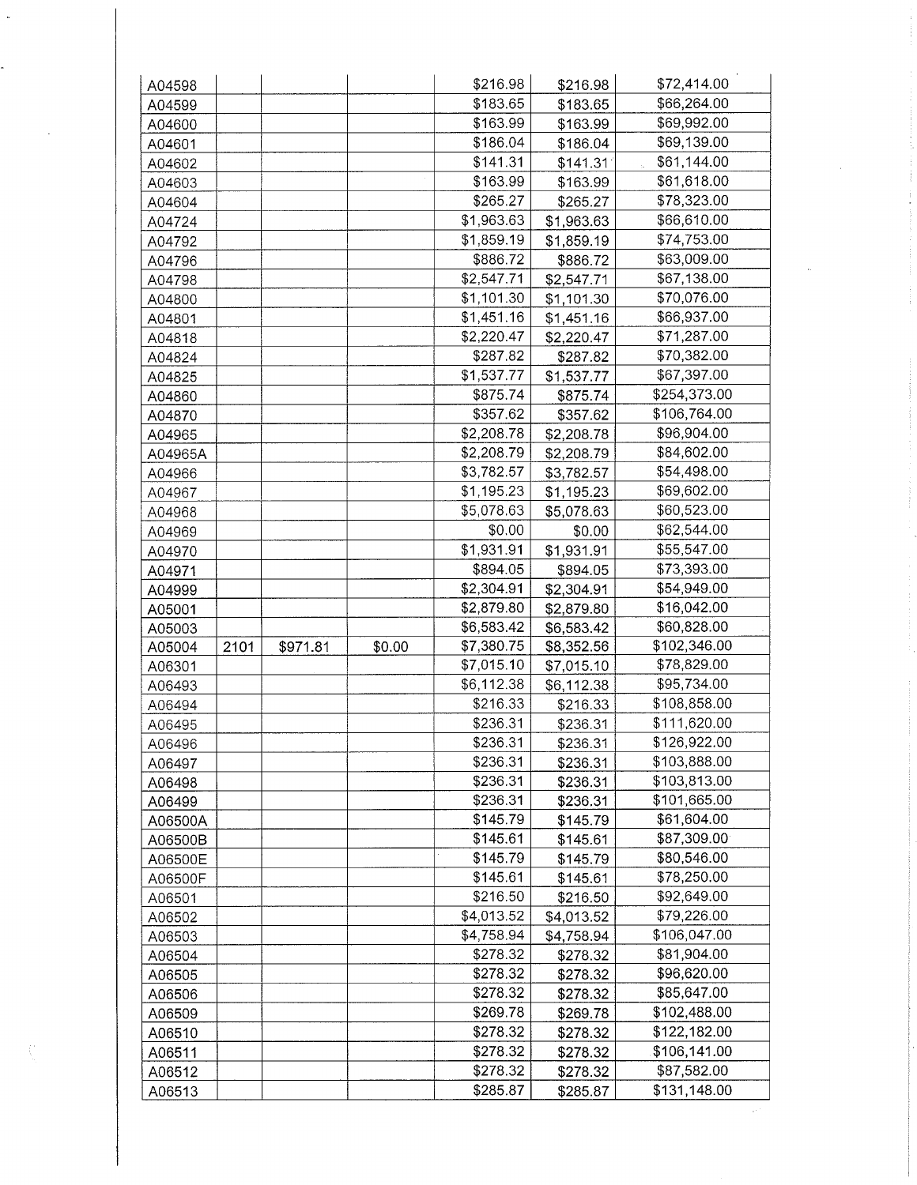| | | | | | | |
|---|---|---|---|---|---|---|
| A04598 | | | | $216.98 | $216.98 | $72,414.00 |
| A04599 | | | | $183.65 | $183.65 | $66,264.00 |
| A04600 | | | | $163.99 | $163.99 | $69,992.00 |
| A04601 | | | | $186.04 | $186.04 | $69,139.00 |
| A04602 | | | | $141.31 | $141.31 | $61,144.00 |
| A04603 | | | | $163.99 | $163.99 | $61,618.00 |
| A04604 | | | | $265.27 | $265.27 | $78,323.00 |
| A04724 | | | | $1,963.63 | $1,963.63 | $66,610.00 |
| A04792 | | | | $1,859.19 | $1,859.19 | $74,753.00 |
| A04796 | | | | $886.72 | $886.72 | $63,009.00 |
| A04798 | | | | $2,547.71 | $2,547.71 | $67,138.00 |
| A04800 | | | | $1,101.30 | $1,101.30 | $70,076.00 |
| A04801 | | | | $1,451.16 | $1,451.16 | $66,937.00 |
| A04818 | | | | $2,220.47 | $2,220.47 | $71,287.00 |
| A04824 | | | | $287.82 | $287.82 | $70,382.00 |
| A04825 | | | | $1,537.77 | $1,537.77 | $67,397.00 |
| A04860 | | | | $875.74 | $875.74 | $254,373.00 |
| A04870 | | | | $357.62 | $357.62 | $106,764.00 |
| A04965 | | | | $2,208.78 | $2,208.78 | $96,904.00 |
| A04965A | | | | $2,208.79 | $2,208.79 | $84,602.00 |
| A04966 | | | | $3,782.57 | $3,782.57 | $54,498.00 |
| A04967 | | | | $1,195.23 | $1,195.23 | $69,602.00 |
| A04968 | | | | $5,078.63 | $5,078.63 | $60,523.00 |
| A04969 | | | | $0.00 | $0.00 | $62,544.00 |
| A04970 | | | | $1,931.91 | $1,931.91 | $55,547.00 |
| A04971 | | | | $894.05 | $894.05 | $73,393.00 |
| A04999 | | | | $2,304.91 | $2,304.91 | $54,949.00 |
| A05001 | | | | $2,879.80 | $2,879.80 | $16,042.00 |
| A05003 | | | | $6,583.42 | $6,583.42 | $60,828.00 |
| A05004 | 2101 | $971.81 | $0.00 | $7,380.75 | $8,352.56 | $102,346.00 |
| A06301 | | | | $7,015.10 | $7,015.10 | $78,829.00 |
| A06493 | | | | $6,112.38 | $6,112.38 | $95,734.00 |
| A06494 | | | | $216.33 | $216.33 | $108,858.00 |
| A06495 | | | | $236.31 | $236.31 | $111,620.00 |
| A06496 | | | | $236.31 | $236.31 | $126,922.00 |
| A06497 | | | | $236.31 | $236.31 | $103,888.00 |
| A06498 | | | | $236.31 | $236.31 | $103,813.00 |
| A06499 | | | | $236.31 | $236.31 | $101,665.00 |
| A06500A | | | | $145.79 | $145.79 | $61,604.00 |
| A06500B | | | | $145.61 | $145.61 | $87,309.00 |
| A06500E | | | | $145.79 | $145.79 | $80,546.00 |
| A06500F | | | | $145.61 | $145.61 | $78,250.00 |
| A06501 | | | | $216.50 | $216.50 | $92,649.00 |
| A06502 | | | | $4,013.52 | $4,013.52 | $79,226.00 |
| A06503 | | | | $4,758.94 | $4,758.94 | $106,047.00 |
| A06504 | | | | $278.32 | $278.32 | $81,904.00 |
| A06505 | | | | $278.32 | $278.32 | $96,620.00 |
| A06506 | | | | $278.32 | $278.32 | $85,647.00 |
| A06509 | | | | $269.78 | $269.78 | $102,488.00 |
| A06510 | | | | $278.32 | $278.32 | $122,182.00 |
| A06511 | | | | $278.32 | $278.32 | $106,141.00 |
| A06512 | | | | $278.32 | $278.32 | $87,582.00 |
| A06513 | | | | $285.87 | $285.87 | $131,148.00 |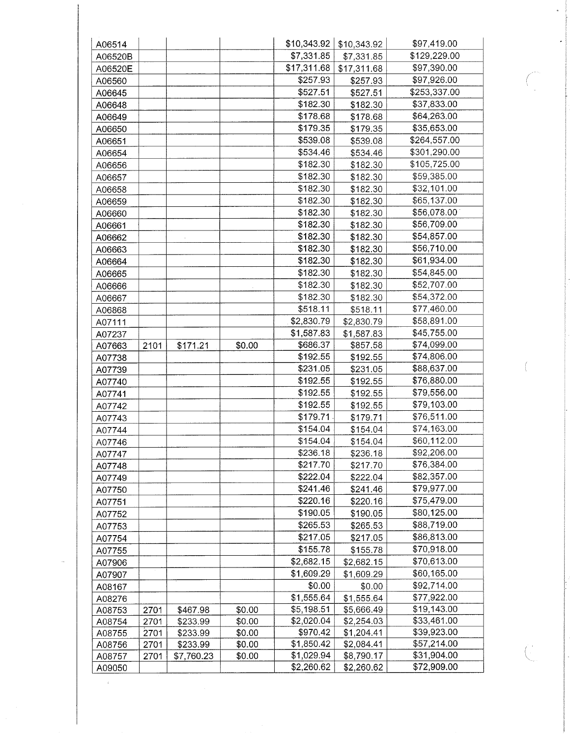| | | | | | | |
|---|---|---|---|---|---|---|
| A06514 | | | | $10,343.92 | $10,343.92 | $97,419.00 |
| A06520B | | | | $7,331.85 | $7,331.85 | $129,229.00 |
| A06520E | | | | $17,311.68 | $17,311.68 | $97,390.00 |
| A06560 | | | | $257.93 | $257.93 | $97,926.00 |
| A06645 | | | | $527.51 | $527.51 | $253,337.00 |
| A06648 | | | | $182.30 | $182.30 | $37,833.00 |
| A06649 | | | | $178.68 | $178.68 | $64,263.00 |
| A06650 | | | | $179.35 | $179.35 | $35,653.00 |
| A06651 | | | | $539.08 | $539.08 | $264,557.00 |
| A06654 | | | | $534.46 | $534.46 | $301,290.00 |
| A06656 | | | | $182.30 | $182.30 | $105,725.00 |
| A06657 | | | | $182.30 | $182.30 | $59,385.00 |
| A06658 | | | | $182.30 | $182.30 | $32,101.00 |
| A06659 | | | | $182.30 | $182.30 | $65,137.00 |
| A06660 | | | | $182.30 | $182.30 | $56,078.00 |
| A06661 | | | | $182.30 | $182.30 | $56,709.00 |
| A06662 | | | | $182.30 | $182.30 | $54,857.00 |
| A06663 | | | | $182.30 | $182.30 | $56,710.00 |
| A06664 | | | | $182.30 | $182.30 | $61,934.00 |
| A06665 | | | | $182.30 | $182.30 | $54,845.00 |
| A06666 | | | | $182.30 | $182.30 | $52,707.00 |
| A06667 | | | | $182.30 | $182.30 | $54,372.00 |
| A06868 | | | | $518.11 | $518.11 | $77,460.00 |
| A07111 | | | | $2,830.79 | $2,830.79 | $58,891.00 |
| A07237 | | | | $1,587.83 | $1,587.83 | $45,755.00 |
| A07663 | 2101 | $171.21 | $0.00 | $686.37 | $857.58 | $74,099.00 |
| A07738 | | | | $192.55 | $192.55 | $74,806.00 |
| A07739 | | | | $231.05 | $231.05 | $88,637.00 |
| A07740 | | | | $192.55 | $192.55 | $76,880.00 |
| A07741 | | | | $192.55 | $192.55 | $79,556.00 |
| A07742 | | | | $192.55 | $192.55 | $79,103.00 |
| A07743 | | | | $179.71 | $179.71 | $76,511.00 |
| A07744 | | | | $154.04 | $154.04 | $74,163.00 |
| A07746 | | | | $154.04 | $154.04 | $60,112.00 |
| A07747 | | | | $236.18 | $236.18 | $92,206.00 |
| A07748 | | | | $217.70 | $217.70 | $76,384.00 |
| A07749 | | | | $222.04 | $222.04 | $82,357.00 |
| A07750 | | | | $241.46 | $241.46 | $79,977.00 |
| A07751 | | | | $220.16 | $220.16 | $75,479.00 |
| A07752 | | | | $190.05 | $190.05 | $80,125.00 |
| A07753 | | | | $265.53 | $265.53 | $88,719.00 |
| A07754 | | | | $217.05 | $217.05 | $86,813.00 |
| A07755 | | | | $155.78 | $155.78 | $70,918.00 |
| A07906 | | | | $2,682.15 | $2,682.15 | $70,613.00 |
| A07907 | | | | $1,609.29 | $1,609.29 | $60,165.00 |
| A08167 | | | | $0.00 | $0.00 | $92,714.00 |
| A08276 | | | | $1,555.64 | $1,555.64 | $77,922.00 |
| A08753 | 2701 | $467.98 | $0.00 | $5,198.51 | $5,666.49 | $19,143.00 |
| A08754 | 2701 | $233.99 | $0.00 | $2,020.04 | $2,254.03 | $33,461.00 |
| A08755 | 2701 | $233.99 | $0.00 | $970.42 | $1,204.41 | $39,923.00 |
| A08756 | 2701 | $233.99 | $0.00 | $1,850.42 | $2,084.41 | $57,214.00 |
| A08757 | 2701 | $7,760.23 | $0.00 | $1,029.94 | $8,790.17 | $31,904.00 |
| A09050 | | | | $2,260.62 | $2,260.62 | $72,909.00 |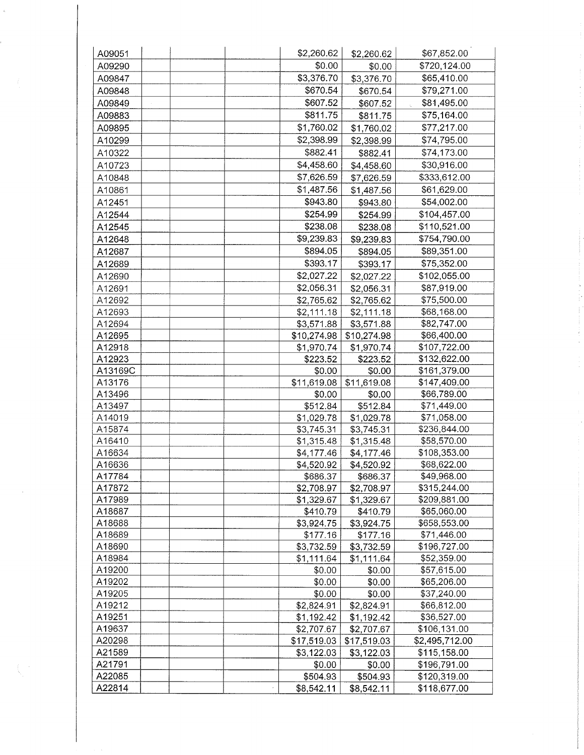| | | | | | | |
|---|---|---|---|---|---|---|
| A09051 | | | | $2,260.62 | $2,260.62 | $67,852.00 |
| A09290 | | | | $0.00 | $0.00 | $720,124.00 |
| A09847 | | | | $3,376.70 | $3,376.70 | $65,410.00 |
| A09848 | | | | $670.54 | $670.54 | $79,271.00 |
| A09849 | | | | $607.52 | $607.52 | $81,495.00 |
| A09883 | | | | $811.75 | $811.75 | $75,164.00 |
| A09895 | | | | $1,760.02 | $1,760.02 | $77,217.00 |
| A10299 | | | | $2,398.99 | $2,398.99 | $74,795.00 |
| A10322 | | | | $882.41 | $882.41 | $74,173.00 |
| A10723 | | | | $4,458.60 | $4,458.60 | $30,916.00 |
| A10848 | | | | $7,626.59 | $7,626.59 | $333,612.00 |
| A10861 | | | | $1,487.56 | $1,487.56 | $61,629.00 |
| A12451 | | | | $943.80 | $943.80 | $54,002.00 |
| A12544 | | | | $254.99 | $254.99 | $104,457.00 |
| A12545 | | | | $238.08 | $238.08 | $110,521.00 |
| A12648 | | | | $9,239.83 | $9,239.83 | $754,790.00 |
| A12687 | | | | $894.05 | $894.05 | $89,351.00 |
| A12689 | | | | $393.17 | $393.17 | $75,352.00 |
| A12690 | | | | $2,027.22 | $2,027.22 | $102,055.00 |
| A12691 | | | | $2,056.31 | $2,056.31 | $87,919.00 |
| A12692 | | | | $2,765.62 | $2,765.62 | $75,500.00 |
| A12693 | | | | $2,111.18 | $2,111.18 | $68,168.00 |
| A12694 | | | | $3,571.88 | $3,571.88 | $82,747.00 |
| A12695 | | | | $10,274.98 | $10,274.98 | $66,400.00 |
| A12918 | | | | $1,970.74 | $1,970.74 | $107,722.00 |
| A12923 | | | | $223.52 | $223.52 | $132,622.00 |
| A13169C | | | | $0.00 | $0.00 | $161,379.00 |
| A13176 | | | | $11,619.08 | $11,619.08 | $147,409.00 |
| A13496 | | | | $0.00 | $0.00 | $66,789.00 |
| A13497 | | | | $512.84 | $512.84 | $71,449.00 |
| A14019 | | | | $1,029.78 | $1,029.78 | $71,058.00 |
| A15874 | | | | $3,745.31 | $3,745.31 | $236,844.00 |
| A16410 | | | | $1,315.48 | $1,315.48 | $58,570.00 |
| A16634 | | | | $4,177.46 | $4,177.46 | $108,353.00 |
| A16636 | | | | $4,520.92 | $4,520.92 | $68,622.00 |
| A17784 | | | | $686.37 | $686.37 | $49,968.00 |
| A17872 | | | | $2,708.97 | $2,708.97 | $315,244.00 |
| A17989 | | | | $1,329.67 | $1,329.67 | $209,881.00 |
| A18687 | | | | $410.79 | $410.79 | $65,060.00 |
| A18688 | | | | $3,924.75 | $3,924.75 | $658,553.00 |
| A18689 | | | | $177.16 | $177.16 | $71,446.00 |
| A18690 | | | | $3,732.59 | $3,732.59 | $196,727.00 |
| A18984 | | | | $1,111.64 | $1,111.64 | $52,359.00 |
| A19200 | | | | $0.00 | $0.00 | $57,615.00 |
| A19202 | | | | $0.00 | $0.00 | $65,206.00 |
| A19205 | | | | $0.00 | $0.00 | $37,240.00 |
| A19212 | | | | $2,824.91 | $2,824.91 | $66,812.00 |
| A19251 | | | | $1,192.42 | $1,192.42 | $36,527.00 |
| A19637 | | | | $2,707.67 | $2,707.67 | $106,131.00 |
| A20298 | | | | $17,519.03 | $17,519.03 | $2,495,712.00 |
| A21589 | | | | $3,122.03 | $3,122.03 | $115,158.00 |
| A21791 | | | | $0.00 | $0.00 | $196,791.00 |
| A22085 | | | | $504.93 | $504.93 | $120,319.00 |
| A22814 | | | | $8,542.11 | $8,542.11 | $118,677.00 |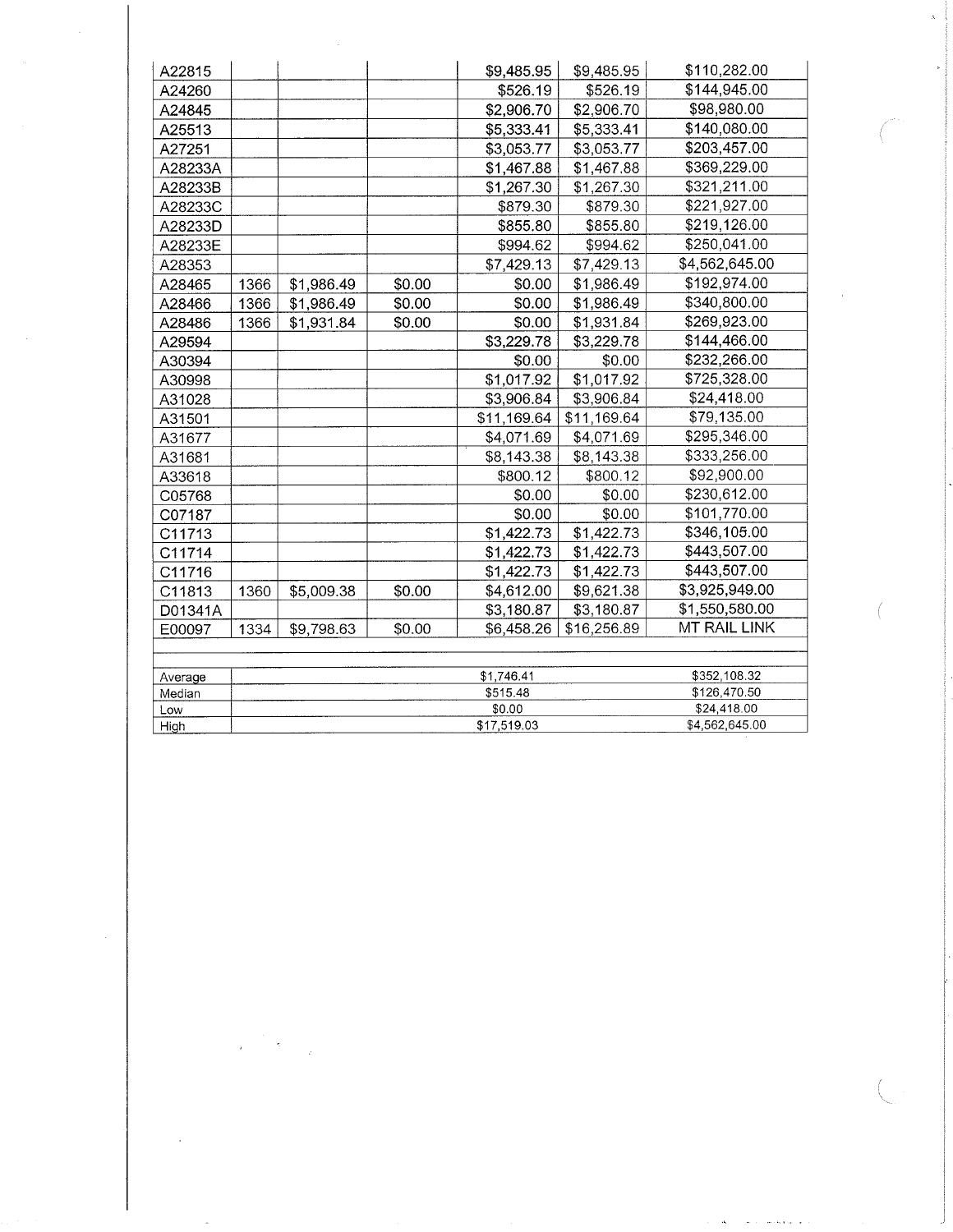| | | | | | | |
|---|---|---|---|---|---|---|
| A22815 | | | | $9,485.95 | $9,485.95 | $110,282.00 |
| A24260 | | | | $526.19 | $526.19 | $144,945.00 |
| A24845 | | | | $2,906.70 | $2,906.70 | $98,980.00 |
| A25513 | | | | $5,333.41 | $5,333.41 | $140,080.00 |
| A27251 | | | | $3,053.77 | $3,053.77 | $203,457.00 |
| A28233A | | | | $1,467.88 | $1,467.88 | $369,229.00 |
| A28233B | | | | $1,267.30 | $1,267.30 | $321,211.00 |
| A28233C | | | | $879.30 | $879.30 | $221,927.00 |
| A28233D | | | | $855.80 | $855.80 | $219,126.00 |
| A28233E | | | | $994.62 | $994.62 | $250,041.00 |
| A28353 | | | | $7,429.13 | $7,429.13 | $4,562,645.00 |
| A28465 | 1366 | $1,986.49 | $0.00 | $0.00 | $1,986.49 | $192,974.00 |
| A28466 | 1366 | $1,986.49 | $0.00 | $0.00 | $1,986.49 | $340,800.00 |
| A28486 | 1366 | $1,931.84 | $0.00 | $0.00 | $1,931.84 | $269,923.00 |
| A29594 | | | | $3,229.78 | $3,229.78 | $144,466.00 |
| A30394 | | | | $0.00 | $0.00 | $232,266.00 |
| A30998 | | | | $1,017.92 | $1,017.92 | $725,328.00 |
| A31028 | | | | $3,906.84 | $3,906.84 | $24,418.00 |
| A31501 | | | | $11,169.64 | $11,169.64 | $79,135.00 |
| A31677 | | | | $4,071.69 | $4,071.69 | $295,346.00 |
| A31681 | | | | $8,143.38 | $8,143.38 | $333,256.00 |
| A33618 | | | | $800.12 | $800.12 | $92,900.00 |
| C05768 | | | | $0.00 | $0.00 | $230,612.00 |
| C07187 | | | | $0.00 | $0.00 | $101,770.00 |
| C11713 | | | | $1,422.73 | $1,422.73 | $346,105.00 |
| C11714 | | | | $1,422.73 | $1,422.73 | $443,507.00 |
| C11716 | | | | $1,422.73 | $1,422.73 | $443,507.00 |
| C11813 | 1360 | $5,009.38 | $0.00 | $4,612.00 | $9,621.38 | $3,925,949.00 |
| D01341A | | | | $3,180.87 | $3,180.87 | $1,550,580.00 |
| E00097 | 1334 | $9,798.63 | $0.00 | $6,458.26 | $16,256.89 | MT RAIL LINK |

| | | |
|---|---|---|
| Average | $1,746.41 | $352,108.32 |
| Median | $515.48 | $126,470.50 |
| Low | $0.00 | $24,418.00 |
| High | $17,519.03 | $4,562,645.00 |